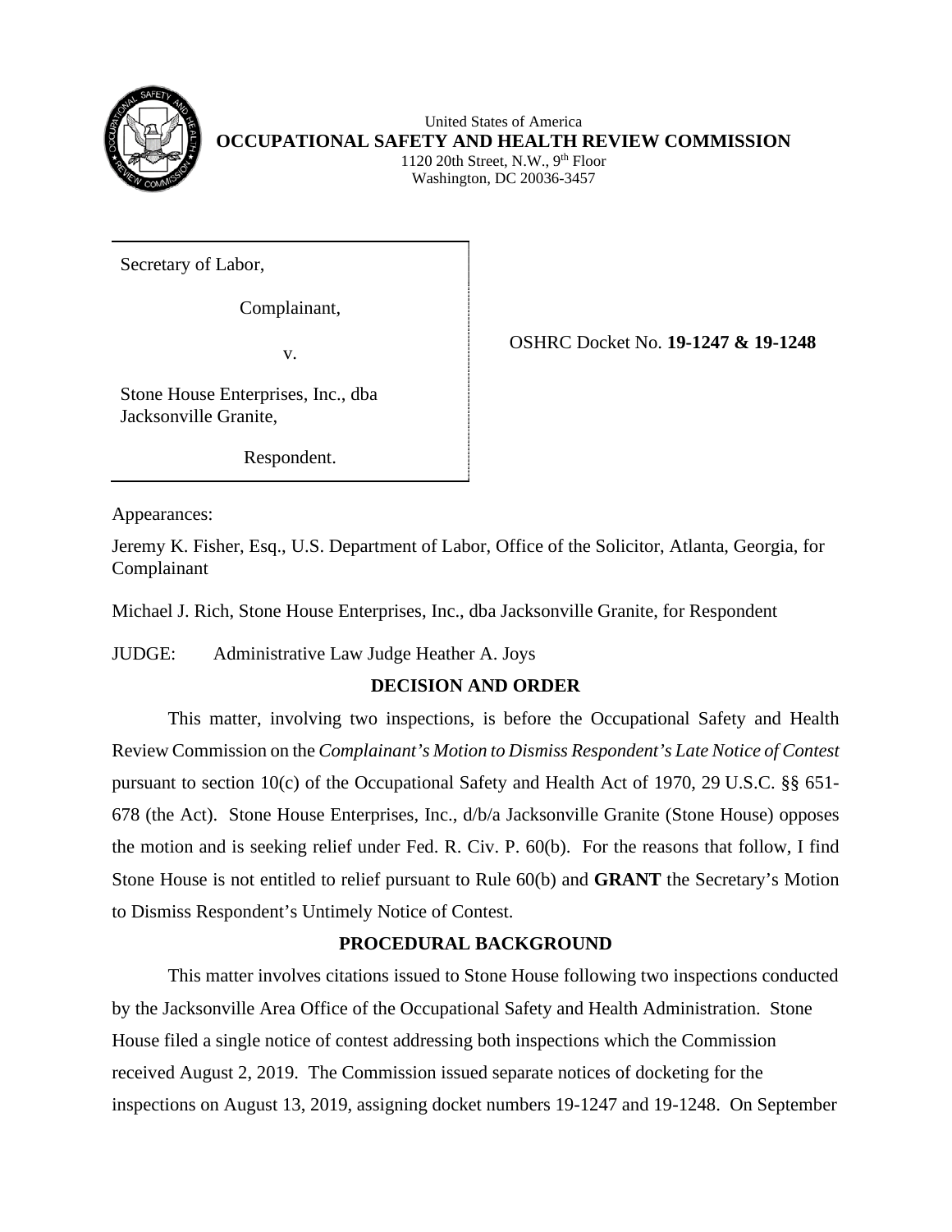United States of America
**OCCUPATIONAL SAFETY AND HEALTH REVIEW COMMISSION**
1120 20th Street, N.W., 9th Floor
Washington, DC 20036-3457

Secretary of Labor,

Complainant,

v.

Stone House Enterprises, Inc., dba Jacksonville Granite,

Respondent.

OSHRC Docket No. **19-1247 & 19-1248**

Appearances:

Jeremy K. Fisher, Esq., U.S. Department of Labor, Office of the Solicitor, Atlanta, Georgia, for Complainant

Michael J. Rich, Stone House Enterprises, Inc., dba Jacksonville Granite, for Respondent

JUDGE: Administrative Law Judge Heather A. Joys

## DECISION AND ORDER

This matter, involving two inspections, is before the Occupational Safety and Health Review Commission on the *Complainant's Motion to Dismiss Respondent's Late Notice of Contest* pursuant to section 10(c) of the Occupational Safety and Health Act of 1970, 29 U.S.C. §§ 651-678 (the Act). Stone House Enterprises, Inc., d/b/a Jacksonville Granite (Stone House) opposes the motion and is seeking relief under Fed. R. Civ. P. 60(b). For the reasons that follow, I find Stone House is not entitled to relief pursuant to Rule 60(b) and **GRANT** the Secretary's Motion to Dismiss Respondent's Untimely Notice of Contest.

## PROCEDURAL BACKGROUND

This matter involves citations issued to Stone House following two inspections conducted by the Jacksonville Area Office of the Occupational Safety and Health Administration. Stone House filed a single notice of contest addressing both inspections which the Commission received August 2, 2019. The Commission issued separate notices of docketing for the inspections on August 13, 2019, assigning docket numbers 19-1247 and 19-1248. On September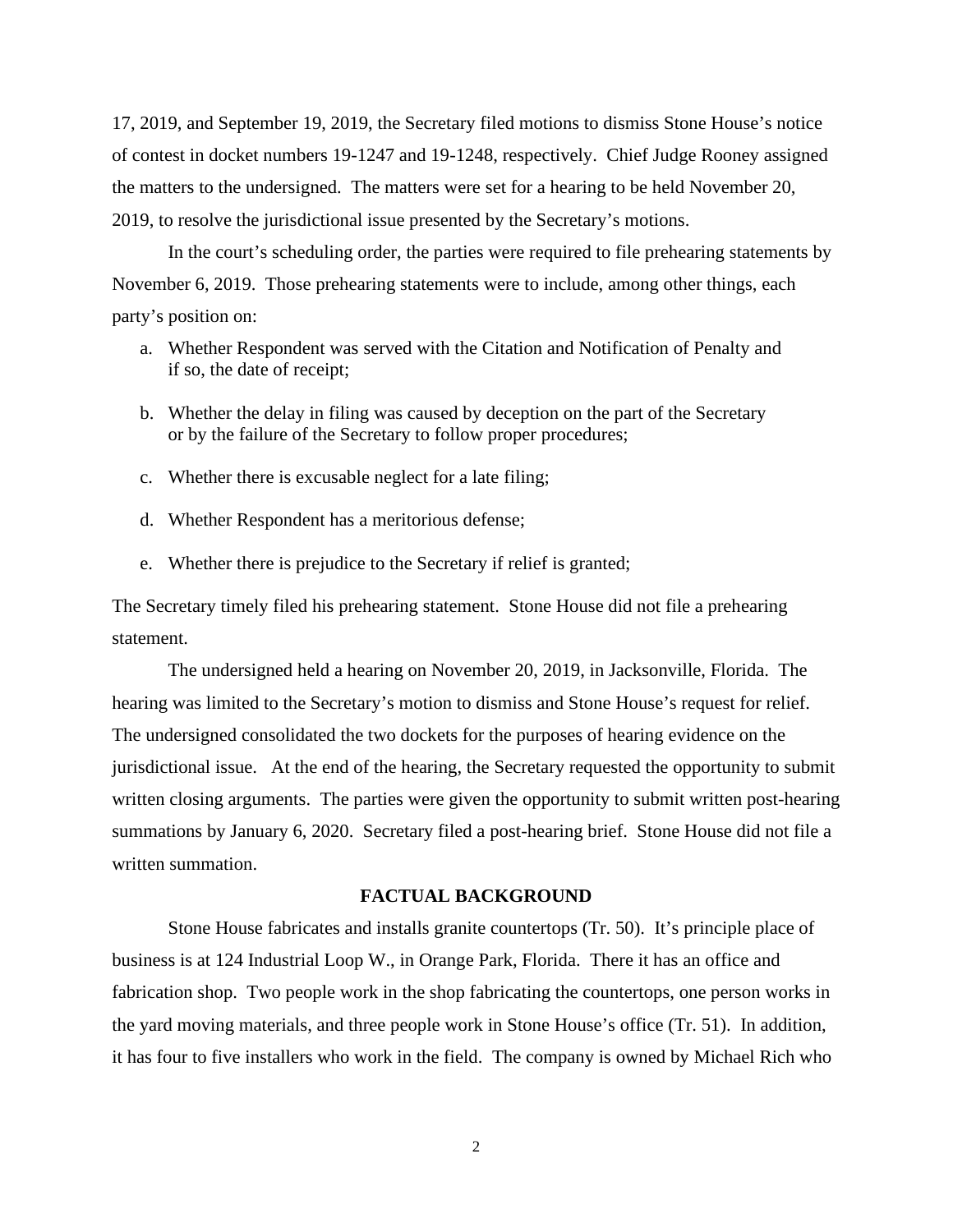17, 2019, and September 19, 2019, the Secretary filed motions to dismiss Stone House's notice of contest in docket numbers 19-1247 and 19-1248, respectively. Chief Judge Rooney assigned the matters to the undersigned. The matters were set for a hearing to be held November 20, 2019, to resolve the jurisdictional issue presented by the Secretary's motions.

In the court's scheduling order, the parties were required to file prehearing statements by November 6, 2019. Those prehearing statements were to include, among other things, each party's position on:

a. Whether Respondent was served with the Citation and Notification of Penalty and if so, the date of receipt;

b. Whether the delay in filing was caused by deception on the part of the Secretary or by the failure of the Secretary to follow proper procedures;

c. Whether there is excusable neglect for a late filing;

d. Whether Respondent has a meritorious defense;

e. Whether there is prejudice to the Secretary if relief is granted;

The Secretary timely filed his prehearing statement. Stone House did not file a prehearing statement.

The undersigned held a hearing on November 20, 2019, in Jacksonville, Florida. The hearing was limited to the Secretary's motion to dismiss and Stone House's request for relief. The undersigned consolidated the two dockets for the purposes of hearing evidence on the jurisdictional issue. At the end of the hearing, the Secretary requested the opportunity to submit written closing arguments. The parties were given the opportunity to submit written post-hearing summations by January 6, 2020. Secretary filed a post-hearing brief. Stone House did not file a written summation.

## FACTUAL BACKGROUND

Stone House fabricates and installs granite countertops (Tr. 50). It's principle place of business is at 124 Industrial Loop W., in Orange Park, Florida. There it has an office and fabrication shop. Two people work in the shop fabricating the countertops, one person works in the yard moving materials, and three people work in Stone House's office (Tr. 51). In addition, it has four to five installers who work in the field. The company is owned by Michael Rich who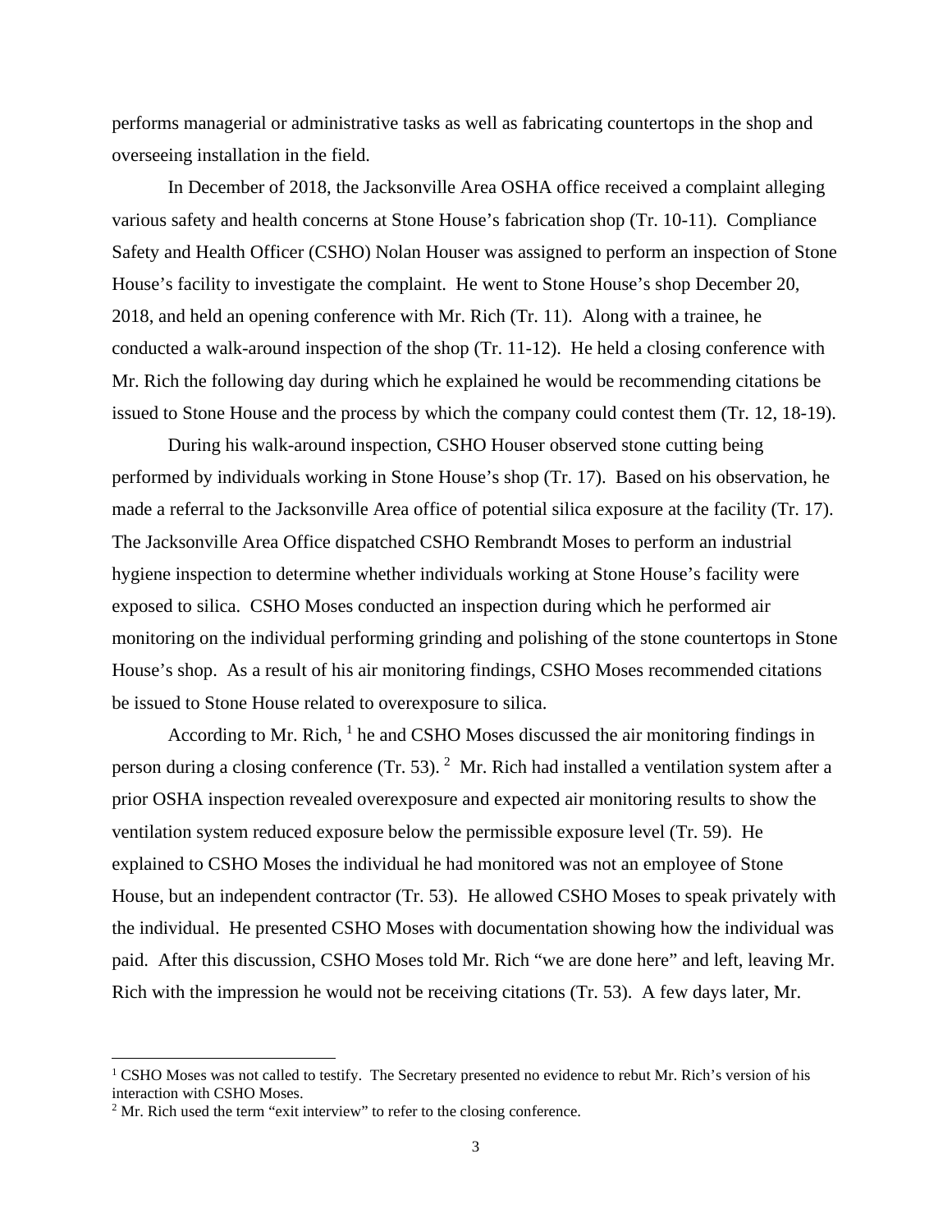performs managerial or administrative tasks as well as fabricating countertops in the shop and overseeing installation in the field.

In December of 2018, the Jacksonville Area OSHA office received a complaint alleging various safety and health concerns at Stone House's fabrication shop (Tr. 10-11). Compliance Safety and Health Officer (CSHO) Nolan Houser was assigned to perform an inspection of Stone House's facility to investigate the complaint. He went to Stone House's shop December 20, 2018, and held an opening conference with Mr. Rich (Tr. 11). Along with a trainee, he conducted a walk-around inspection of the shop (Tr. 11-12). He held a closing conference with Mr. Rich the following day during which he explained he would be recommending citations be issued to Stone House and the process by which the company could contest them (Tr. 12, 18-19).

During his walk-around inspection, CSHO Houser observed stone cutting being performed by individuals working in Stone House's shop (Tr. 17). Based on his observation, he made a referral to the Jacksonville Area office of potential silica exposure at the facility (Tr. 17). The Jacksonville Area Office dispatched CSHO Rembrandt Moses to perform an industrial hygiene inspection to determine whether individuals working at Stone House's facility were exposed to silica. CSHO Moses conducted an inspection during which he performed air monitoring on the individual performing grinding and polishing of the stone countertops in Stone House's shop. As a result of his air monitoring findings, CSHO Moses recommended citations be issued to Stone House related to overexposure to silica.

According to Mr. Rich, [1] he and CSHO Moses discussed the air monitoring findings in person during a closing conference (Tr. 53). [2] Mr. Rich had installed a ventilation system after a prior OSHA inspection revealed overexposure and expected air monitoring results to show the ventilation system reduced exposure below the permissible exposure level (Tr. 59). He explained to CSHO Moses the individual he had monitored was not an employee of Stone House, but an independent contractor (Tr. 53). He allowed CSHO Moses to speak privately with the individual. He presented CSHO Moses with documentation showing how the individual was paid. After this discussion, CSHO Moses told Mr. Rich "we are done here" and left, leaving Mr. Rich with the impression he would not be receiving citations (Tr. 53). A few days later, Mr.

[1] CSHO Moses was not called to testify. The Secretary presented no evidence to rebut Mr. Rich's version of his interaction with CSHO Moses.

[2] Mr. Rich used the term "exit interview" to refer to the closing conference.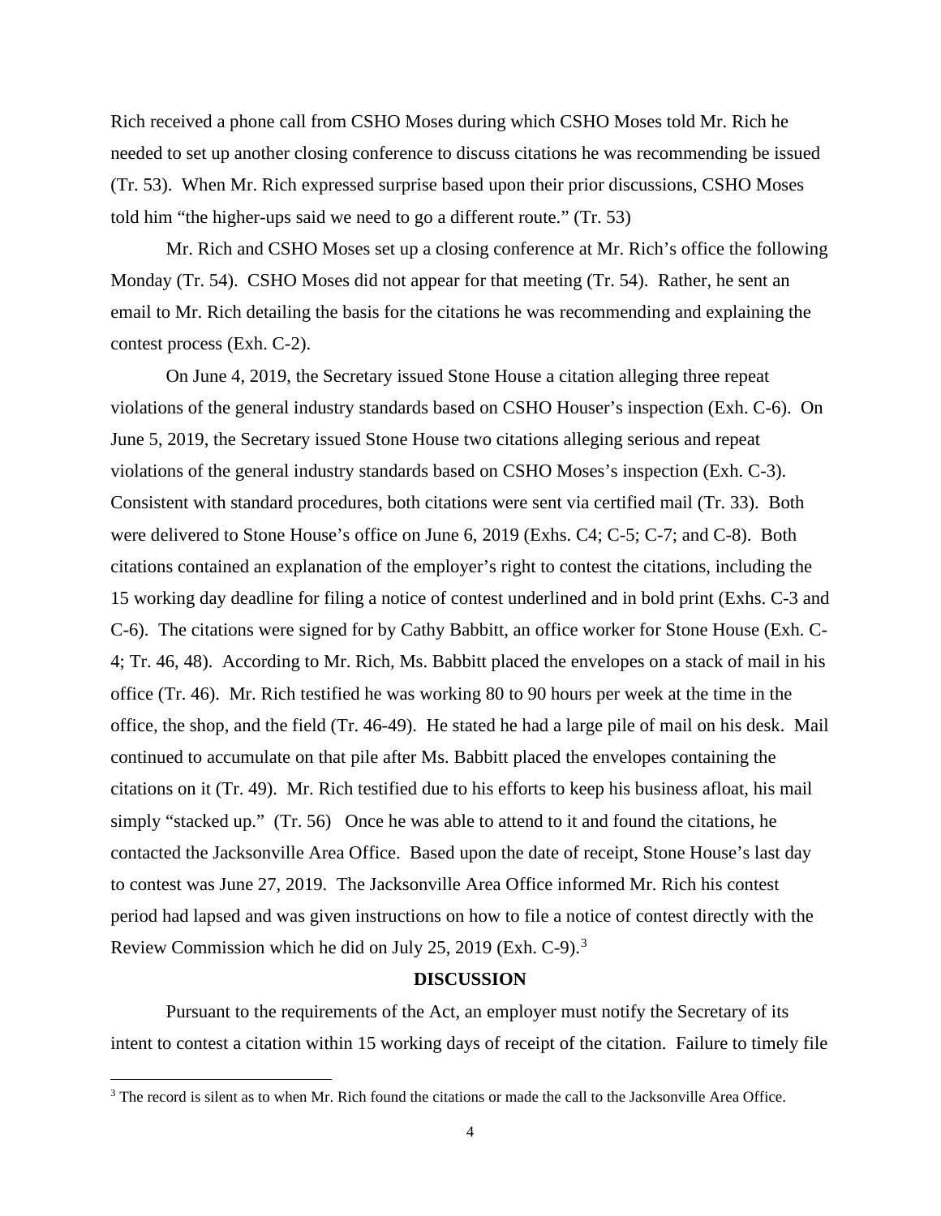Rich received a phone call from CSHO Moses during which CSHO Moses told Mr. Rich he needed to set up another closing conference to discuss citations he was recommending be issued (Tr. 53). When Mr. Rich expressed surprise based upon their prior discussions, CSHO Moses told him "the higher-ups said we need to go a different route." (Tr. 53)

Mr. Rich and CSHO Moses set up a closing conference at Mr. Rich's office the following Monday (Tr. 54). CSHO Moses did not appear for that meeting (Tr. 54). Rather, he sent an email to Mr. Rich detailing the basis for the citations he was recommending and explaining the contest process (Exh. C-2).

On June 4, 2019, the Secretary issued Stone House a citation alleging three repeat violations of the general industry standards based on CSHO Houser's inspection (Exh. C-6). On June 5, 2019, the Secretary issued Stone House two citations alleging serious and repeat violations of the general industry standards based on CSHO Moses's inspection (Exh. C-3). Consistent with standard procedures, both citations were sent via certified mail (Tr. 33). Both were delivered to Stone House's office on June 6, 2019 (Exhs. C4; C-5; C-7; and C-8). Both citations contained an explanation of the employer's right to contest the citations, including the 15 working day deadline for filing a notice of contest underlined and in bold print (Exhs. C-3 and C-6). The citations were signed for by Cathy Babbitt, an office worker for Stone House (Exh. C-4; Tr. 46, 48). According to Mr. Rich, Ms. Babbitt placed the envelopes on a stack of mail in his office (Tr. 46). Mr. Rich testified he was working 80 to 90 hours per week at the time in the office, the shop, and the field (Tr. 46-49). He stated he had a large pile of mail on his desk. Mail continued to accumulate on that pile after Ms. Babbitt placed the envelopes containing the citations on it (Tr. 49). Mr. Rich testified due to his efforts to keep his business afloat, his mail simply "stacked up." (Tr. 56) Once he was able to attend to it and found the citations, he contacted the Jacksonville Area Office. Based upon the date of receipt, Stone House's last day to contest was June 27, 2019. The Jacksonville Area Office informed Mr. Rich his contest period had lapsed and was given instructions on how to file a notice of contest directly with the Review Commission which he did on July 25, 2019 (Exh. C-9).[3]

## DISCUSSION

Pursuant to the requirements of the Act, an employer must notify the Secretary of its intent to contest a citation within 15 working days of receipt of the citation. Failure to timely file

---

[3] The record is silent as to when Mr. Rich found the citations or made the call to the Jacksonville Area Office.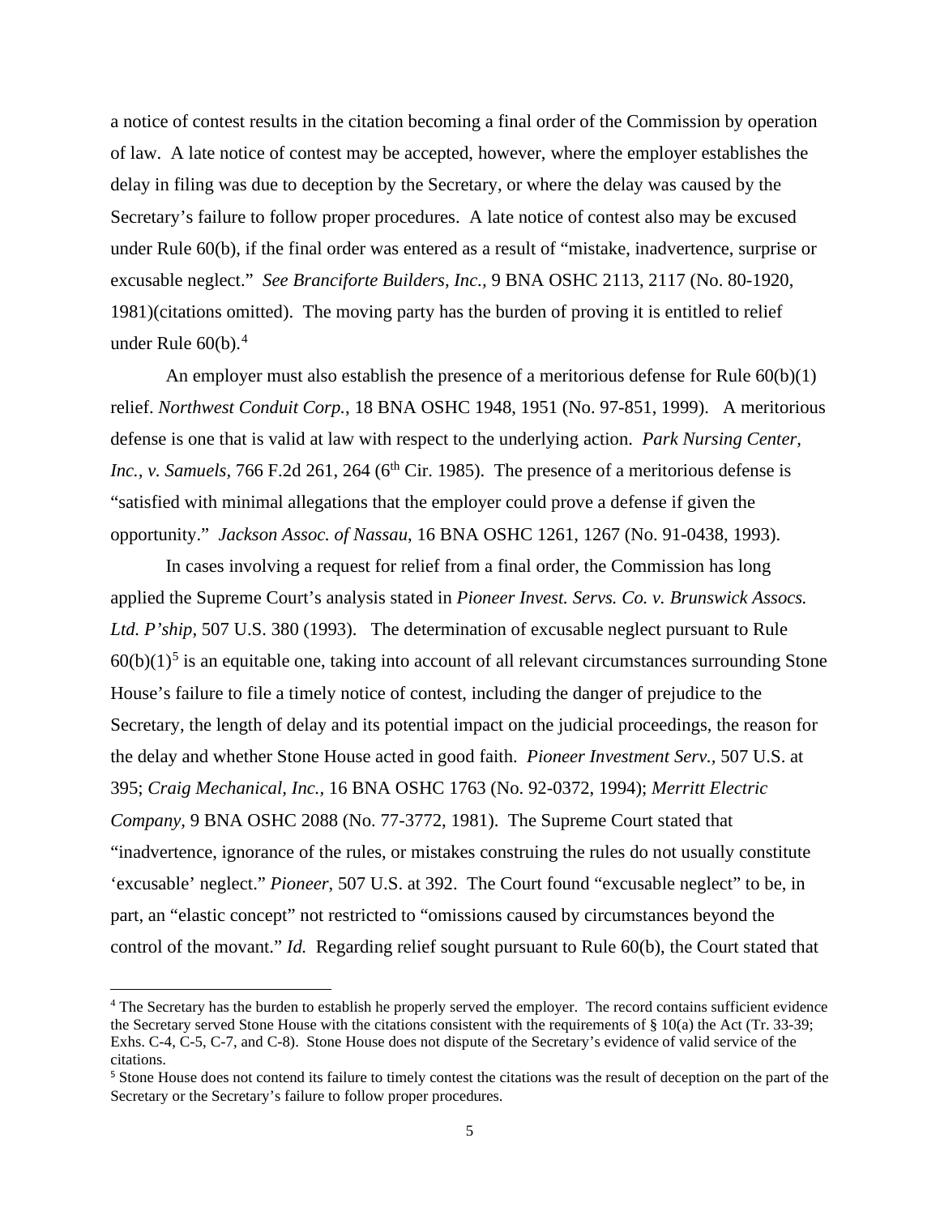a notice of contest results in the citation becoming a final order of the Commission by operation of law. A late notice of contest may be accepted, however, where the employer establishes the delay in filing was due to deception by the Secretary, or where the delay was caused by the Secretary's failure to follow proper procedures. A late notice of contest also may be excused under Rule 60(b), if the final order was entered as a result of "mistake, inadvertence, surprise or excusable neglect." *See Branciforte Builders, Inc.,* 9 BNA OSHC 2113, 2117 (No. 80-1920, 1981)(citations omitted). The moving party has the burden of proving it is entitled to relief under Rule 60(b).[4]

An employer must also establish the presence of a meritorious defense for Rule 60(b)(1) relief. *Northwest Conduit Corp.*, 18 BNA OSHC 1948, 1951 (No. 97-851, 1999). A meritorious defense is one that is valid at law with respect to the underlying action. *Park Nursing Center, Inc., v. Samuels*, 766 F.2d 261, 264 (6th Cir. 1985). The presence of a meritorious defense is "satisfied with minimal allegations that the employer could prove a defense if given the opportunity." *Jackson Assoc. of Nassau*, 16 BNA OSHC 1261, 1267 (No. 91-0438, 1993).

In cases involving a request for relief from a final order, the Commission has long applied the Supreme Court's analysis stated in *Pioneer Invest. Servs. Co. v. Brunswick Assocs. Ltd. P'ship*, 507 U.S. 380 (1993). The determination of excusable neglect pursuant to Rule 60(b)(1)[5] is an equitable one, taking into account of all relevant circumstances surrounding Stone House's failure to file a timely notice of contest, including the danger of prejudice to the Secretary, the length of delay and its potential impact on the judicial proceedings, the reason for the delay and whether Stone House acted in good faith. *Pioneer Investment Serv.*, 507 U.S. at 395; *Craig Mechanical, Inc.,* 16 BNA OSHC 1763 (No. 92-0372, 1994); *Merritt Electric Company*, 9 BNA OSHC 2088 (No. 77-3772, 1981). The Supreme Court stated that "inadvertence, ignorance of the rules, or mistakes construing the rules do not usually constitute 'excusable' neglect." *Pioneer*, 507 U.S. at 392. The Court found "excusable neglect" to be, in part, an "elastic concept" not restricted to "omissions caused by circumstances beyond the control of the movant." *Id.* Regarding relief sought pursuant to Rule 60(b), the Court stated that

[4] The Secretary has the burden to establish he properly served the employer. The record contains sufficient evidence the Secretary served Stone House with the citations consistent with the requirements of § 10(a) the Act (Tr. 33-39; Exhs. C-4, C-5, C-7, and C-8). Stone House does not dispute of the Secretary's evidence of valid service of the citations.

[5] Stone House does not contend its failure to timely contest the citations was the result of deception on the part of the Secretary or the Secretary's failure to follow proper procedures.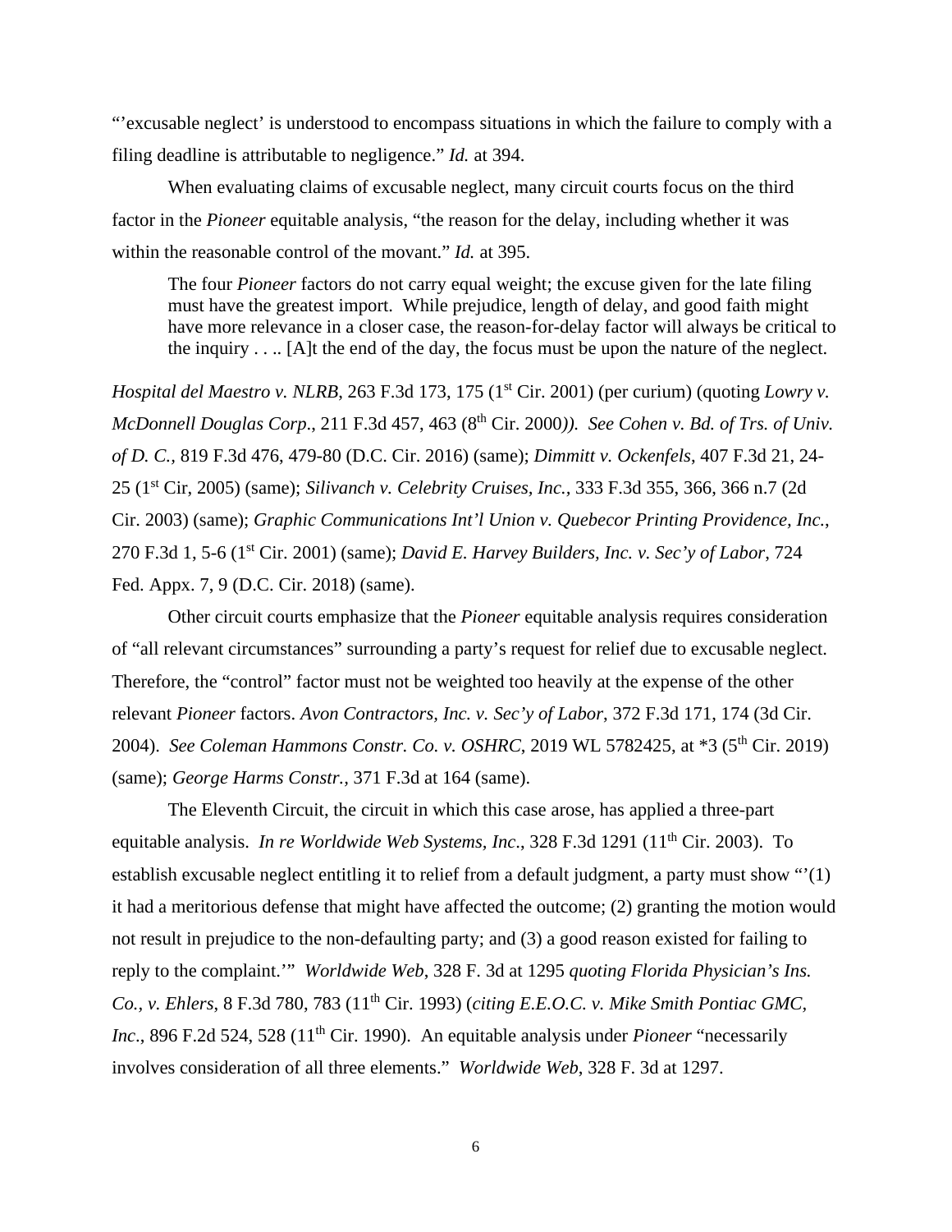"'excusable neglect' is understood to encompass situations in which the failure to comply with a filing deadline is attributable to negligence." *Id.* at 394.

When evaluating claims of excusable neglect, many circuit courts focus on the third factor in the *Pioneer* equitable analysis, "the reason for the delay, including whether it was within the reasonable control of the movant." *Id.* at 395.

> The four *Pioneer* factors do not carry equal weight; the excuse given for the late filing must have the greatest import. While prejudice, length of delay, and good faith might have more relevance in a closer case, the reason-for-delay factor will always be critical to the inquiry . . .. [A]t the end of the day, the focus must be upon the nature of the neglect.

*Hospital del Maestro v. NLRB*, 263 F.3d 173, 175 (1st Cir. 2001) (per curium) (quoting *Lowry v. McDonnell Douglas Corp*., 211 F.3d 457, 463 (8th Cir. 2000)). *See Cohen v. Bd. of Trs. of Univ. of D. C.*, 819 F.3d 476, 479-80 (D.C. Cir. 2016) (same); *Dimmitt v. Ockenfels*, 407 F.3d 21, 24-25 (1st Cir, 2005) (same); *Silivanch v. Celebrity Cruises, Inc.*, 333 F.3d 355, 366, 366 n.7 (2d Cir. 2003) (same); *Graphic Communications Int'l Union v. Quebecor Printing Providence, Inc.*, 270 F.3d 1, 5-6 (1st Cir. 2001) (same); *David E. Harvey Builders, Inc. v. Sec'y of Labor*, 724 Fed. Appx. 7, 9 (D.C. Cir. 2018) (same).

Other circuit courts emphasize that the *Pioneer* equitable analysis requires consideration of "all relevant circumstances" surrounding a party's request for relief due to excusable neglect. Therefore, the "control" factor must not be weighted too heavily at the expense of the other relevant *Pioneer* factors. *Avon Contractors, Inc. v. Sec'y of Labor*, 372 F.3d 171, 174 (3d Cir. 2004). *See Coleman Hammons Constr. Co. v. OSHRC*, 2019 WL 5782425, at *3 (5th Cir. 2019) (same); *George Harms Constr.*, 371 F.3d at 164 (same).

The Eleventh Circuit, the circuit in which this case arose, has applied a three-part equitable analysis. *In re Worldwide Web Systems, Inc*., 328 F.3d 1291 (11th Cir. 2003). To establish excusable neglect entitling it to relief from a default judgment, a party must show "'(1) it had a meritorious defense that might have affected the outcome; (2) granting the motion would not result in prejudice to the non-defaulting party; and (3) a good reason existed for failing to reply to the complaint.'" *Worldwide Web*, 328 F. 3d at 1295 *quoting Florida Physician's Ins. Co., v. Ehlers*, 8 F.3d 780, 783 (11th Cir. 1993) (*citing E.E.O.C. v. Mike Smith Pontiac GMC, Inc*., 896 F.2d 524, 528 (11th Cir. 1990). An equitable analysis under *Pioneer* "necessarily involves consideration of all three elements." *Worldwide Web*, 328 F. 3d at 1297.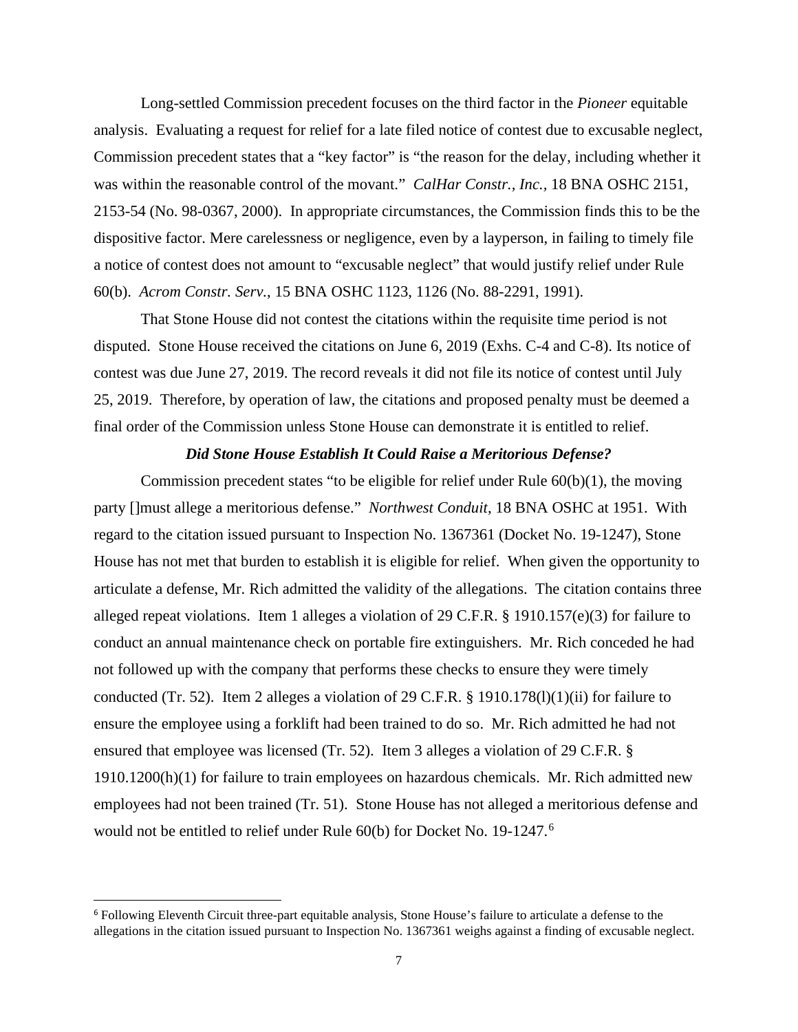Long-settled Commission precedent focuses on the third factor in the *Pioneer* equitable analysis. Evaluating a request for relief for a late filed notice of contest due to excusable neglect, Commission precedent states that a "key factor" is "the reason for the delay, including whether it was within the reasonable control of the movant." *CalHar Constr., Inc.*, 18 BNA OSHC 2151, 2153-54 (No. 98-0367, 2000). In appropriate circumstances, the Commission finds this to be the dispositive factor. Mere carelessness or negligence, even by a layperson, in failing to timely file a notice of contest does not amount to "excusable neglect" that would justify relief under Rule 60(b). *Acrom Constr. Serv.*, 15 BNA OSHC 1123, 1126 (No. 88-2291, 1991).

That Stone House did not contest the citations within the requisite time period is not disputed. Stone House received the citations on June 6, 2019 (Exhs. C-4 and C-8). Its notice of contest was due June 27, 2019. The record reveals it did not file its notice of contest until July 25, 2019. Therefore, by operation of law, the citations and proposed penalty must be deemed a final order of the Commission unless Stone House can demonstrate it is entitled to relief.

***Did Stone House Establish It Could Raise a Meritorious Defense?***

Commission precedent states "to be eligible for relief under Rule 60(b)(1), the moving party []must allege a meritorious defense." *Northwest Conduit*, 18 BNA OSHC at 1951. With regard to the citation issued pursuant to Inspection No. 1367361 (Docket No. 19-1247), Stone House has not met that burden to establish it is eligible for relief. When given the opportunity to articulate a defense, Mr. Rich admitted the validity of the allegations. The citation contains three alleged repeat violations. Item 1 alleges a violation of 29 C.F.R. § 1910.157(e)(3) for failure to conduct an annual maintenance check on portable fire extinguishers. Mr. Rich conceded he had not followed up with the company that performs these checks to ensure they were timely conducted (Tr. 52). Item 2 alleges a violation of 29 C.F.R. § 1910.178(l)(1)(ii) for failure to ensure the employee using a forklift had been trained to do so. Mr. Rich admitted he had not ensured that employee was licensed (Tr. 52). Item 3 alleges a violation of 29 C.F.R. § 1910.1200(h)(1) for failure to train employees on hazardous chemicals. Mr. Rich admitted new employees had not been trained (Tr. 51). Stone House has not alleged a meritorious defense and would not be entitled to relief under Rule 60(b) for Docket No. 19-1247.[6]

---

[6] Following Eleventh Circuit three-part equitable analysis, Stone House's failure to articulate a defense to the allegations in the citation issued pursuant to Inspection No. 1367361 weighs against a finding of excusable neglect.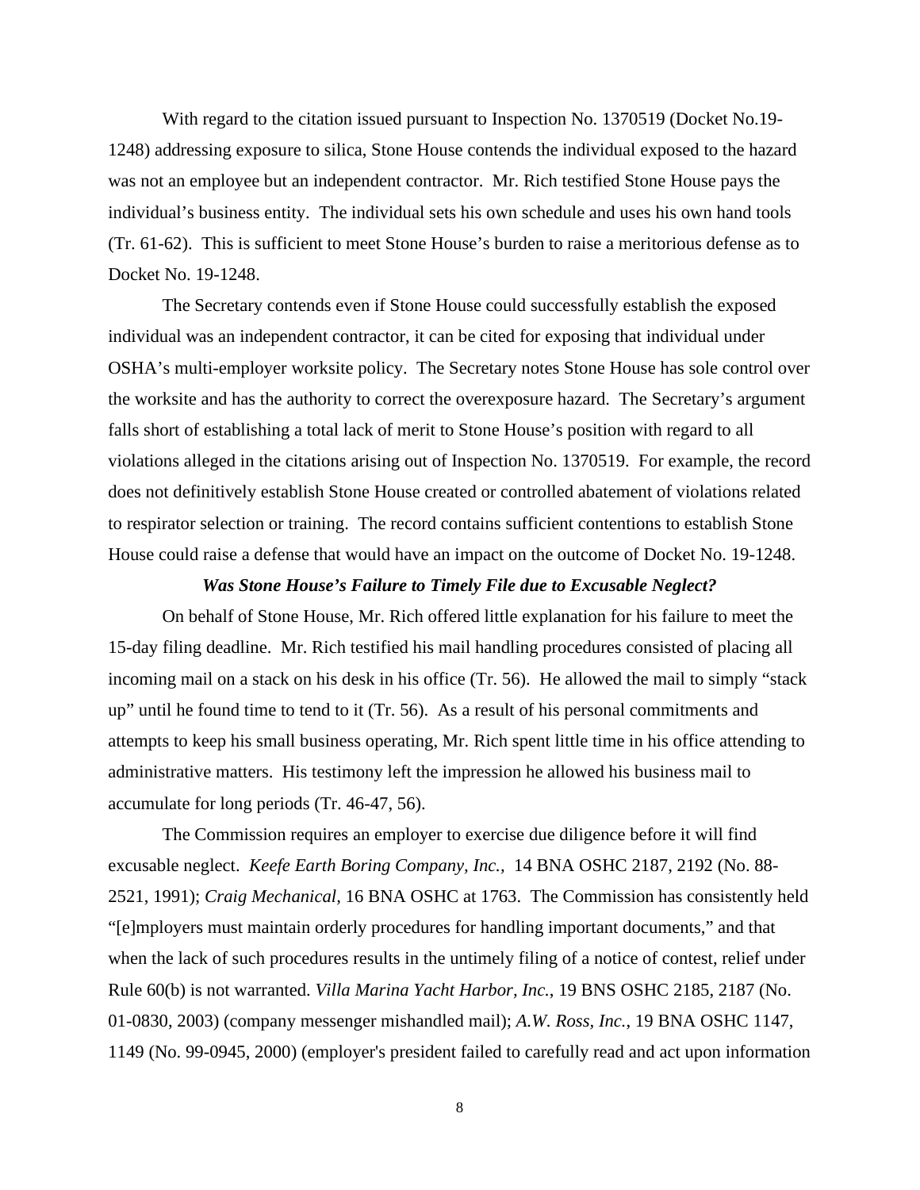With regard to the citation issued pursuant to Inspection No. 1370519 (Docket No.19-1248) addressing exposure to silica, Stone House contends the individual exposed to the hazard was not an employee but an independent contractor. Mr. Rich testified Stone House pays the individual's business entity. The individual sets his own schedule and uses his own hand tools (Tr. 61-62). This is sufficient to meet Stone House's burden to raise a meritorious defense as to Docket No. 19-1248.

The Secretary contends even if Stone House could successfully establish the exposed individual was an independent contractor, it can be cited for exposing that individual under OSHA's multi-employer worksite policy. The Secretary notes Stone House has sole control over the worksite and has the authority to correct the overexposure hazard. The Secretary's argument falls short of establishing a total lack of merit to Stone House's position with regard to all violations alleged in the citations arising out of Inspection No. 1370519. For example, the record does not definitively establish Stone House created or controlled abatement of violations related to respirator selection or training. The record contains sufficient contentions to establish Stone House could raise a defense that would have an impact on the outcome of Docket No. 19-1248.

***Was Stone House's Failure to Timely File due to Excusable Neglect?***

On behalf of Stone House, Mr. Rich offered little explanation for his failure to meet the 15-day filing deadline. Mr. Rich testified his mail handling procedures consisted of placing all incoming mail on a stack on his desk in his office (Tr. 56). He allowed the mail to simply "stack up" until he found time to tend to it (Tr. 56). As a result of his personal commitments and attempts to keep his small business operating, Mr. Rich spent little time in his office attending to administrative matters. His testimony left the impression he allowed his business mail to accumulate for long periods (Tr. 46-47, 56).

The Commission requires an employer to exercise due diligence before it will find excusable neglect. *Keefe Earth Boring Company, Inc.,* 14 BNA OSHC 2187, 2192 (No. 88-2521, 1991); *Craig Mechanical,* 16 BNA OSHC at 1763. The Commission has consistently held "[e]mployers must maintain orderly procedures for handling important documents," and that when the lack of such procedures results in the untimely filing of a notice of contest, relief under Rule 60(b) is not warranted. *Villa Marina Yacht Harbor, Inc.*, 19 BNS OSHC 2185, 2187 (No. 01-0830, 2003) (company messenger mishandled mail); *A.W. Ross, Inc.*, 19 BNA OSHC 1147, 1149 (No. 99-0945, 2000) (employer's president failed to carefully read and act upon information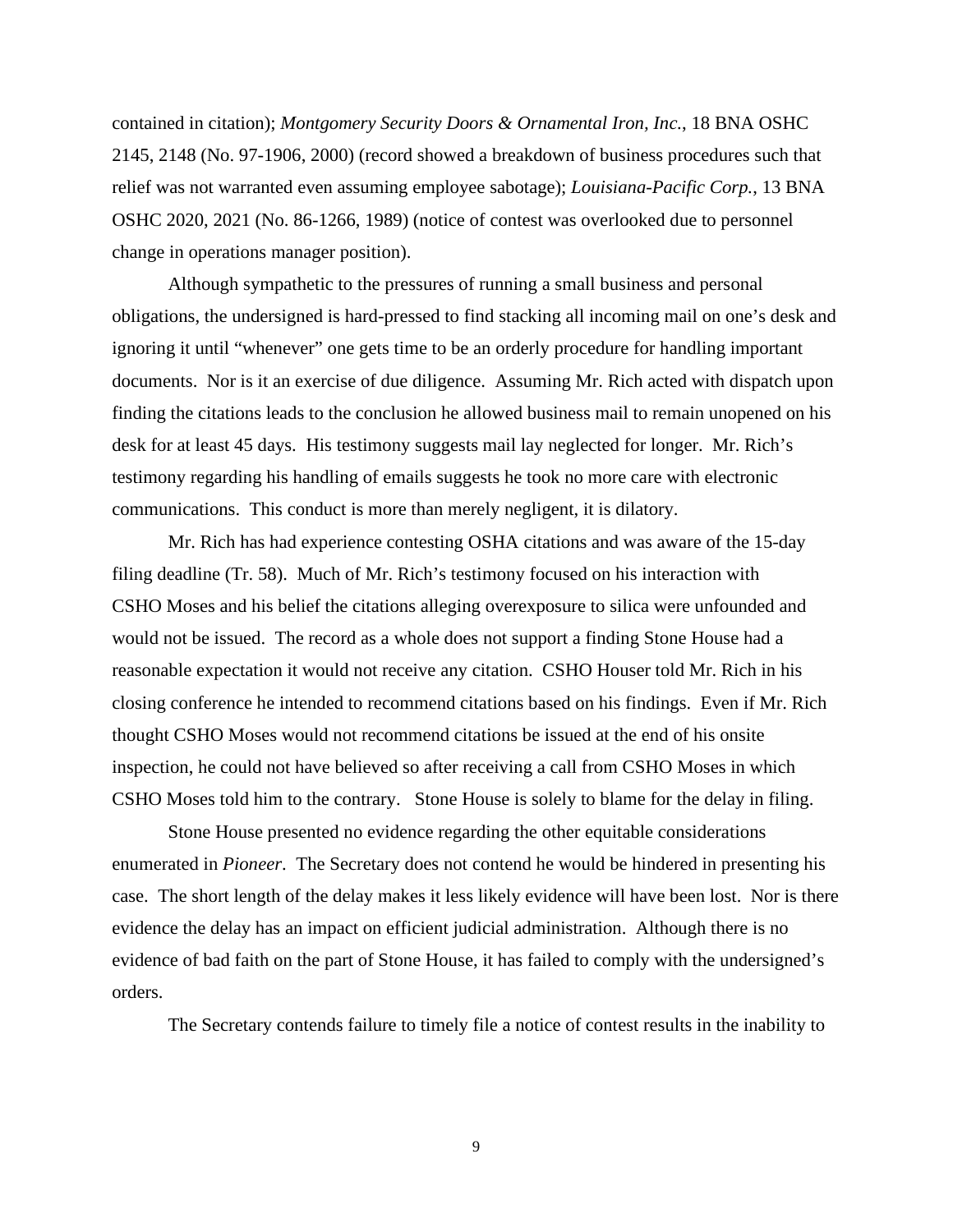contained in citation); *Montgomery Security Doors & Ornamental Iron, Inc.*, 18 BNA OSHC 2145, 2148 (No. 97-1906, 2000) (record showed a breakdown of business procedures such that relief was not warranted even assuming employee sabotage); *Louisiana-Pacific Corp.*, 13 BNA OSHC 2020, 2021 (No. 86-1266, 1989) (notice of contest was overlooked due to personnel change in operations manager position).

Although sympathetic to the pressures of running a small business and personal obligations, the undersigned is hard-pressed to find stacking all incoming mail on one's desk and ignoring it until "whenever" one gets time to be an orderly procedure for handling important documents. Nor is it an exercise of due diligence. Assuming Mr. Rich acted with dispatch upon finding the citations leads to the conclusion he allowed business mail to remain unopened on his desk for at least 45 days. His testimony suggests mail lay neglected for longer. Mr. Rich's testimony regarding his handling of emails suggests he took no more care with electronic communications. This conduct is more than merely negligent, it is dilatory.

Mr. Rich has had experience contesting OSHA citations and was aware of the 15-day filing deadline (Tr. 58). Much of Mr. Rich's testimony focused on his interaction with CSHO Moses and his belief the citations alleging overexposure to silica were unfounded and would not be issued. The record as a whole does not support a finding Stone House had a reasonable expectation it would not receive any citation. CSHO Houser told Mr. Rich in his closing conference he intended to recommend citations based on his findings. Even if Mr. Rich thought CSHO Moses would not recommend citations be issued at the end of his onsite inspection, he could not have believed so after receiving a call from CSHO Moses in which CSHO Moses told him to the contrary. Stone House is solely to blame for the delay in filing.

Stone House presented no evidence regarding the other equitable considerations enumerated in *Pioneer*. The Secretary does not contend he would be hindered in presenting his case. The short length of the delay makes it less likely evidence will have been lost. Nor is there evidence the delay has an impact on efficient judicial administration. Although there is no evidence of bad faith on the part of Stone House, it has failed to comply with the undersigned's orders.

The Secretary contends failure to timely file a notice of contest results in the inability to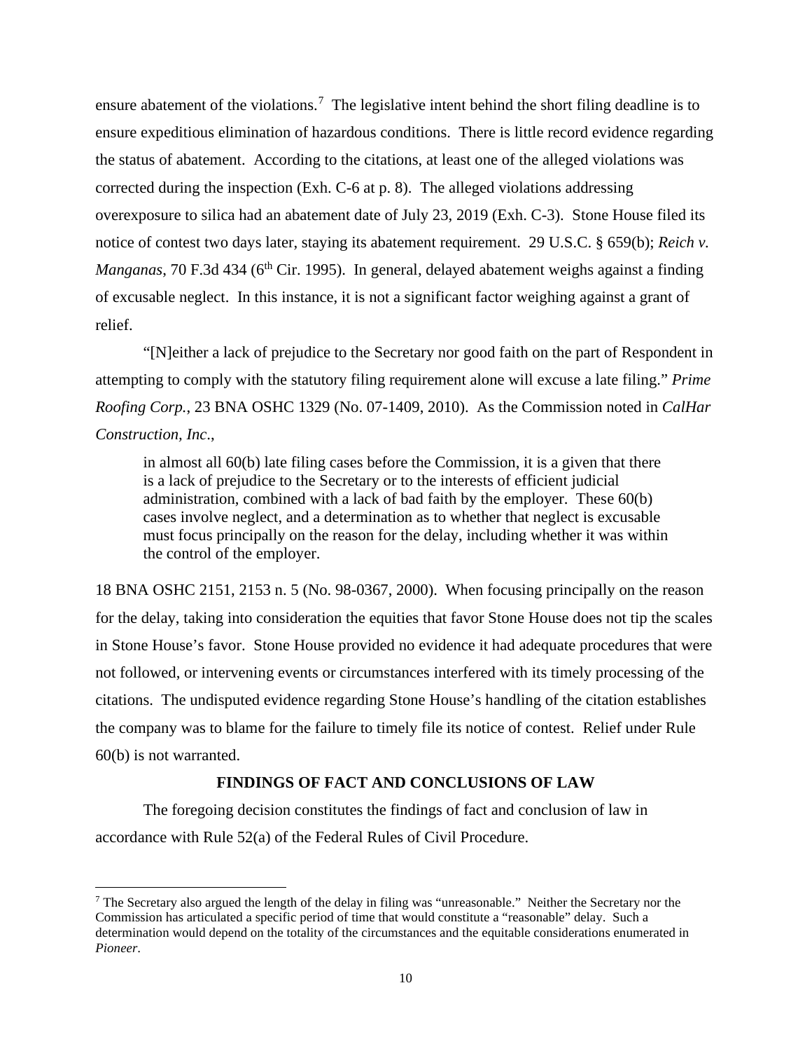ensure abatement of the violations.[7] The legislative intent behind the short filing deadline is to ensure expeditious elimination of hazardous conditions. There is little record evidence regarding the status of abatement. According to the citations, at least one of the alleged violations was corrected during the inspection (Exh. C-6 at p. 8). The alleged violations addressing overexposure to silica had an abatement date of July 23, 2019 (Exh. C-3). Stone House filed its notice of contest two days later, staying its abatement requirement. 29 U.S.C. § 659(b); *Reich v. Manganas*, 70 F.3d 434 (6th Cir. 1995). In general, delayed abatement weighs against a finding of excusable neglect. In this instance, it is not a significant factor weighing against a grant of relief.

"[N]either a lack of prejudice to the Secretary nor good faith on the part of Respondent in attempting to comply with the statutory filing requirement alone will excuse a late filing." *Prime Roofing Corp.*, 23 BNA OSHC 1329 (No. 07-1409, 2010). As the Commission noted in *CalHar Construction, Inc*.,

> in almost all 60(b) late filing cases before the Commission, it is a given that there is a lack of prejudice to the Secretary or to the interests of efficient judicial administration, combined with a lack of bad faith by the employer. These 60(b) cases involve neglect, and a determination as to whether that neglect is excusable must focus principally on the reason for the delay, including whether it was within the control of the employer.

18 BNA OSHC 2151, 2153 n. 5 (No. 98-0367, 2000). When focusing principally on the reason for the delay, taking into consideration the equities that favor Stone House does not tip the scales in Stone House's favor. Stone House provided no evidence it had adequate procedures that were not followed, or intervening events or circumstances interfered with its timely processing of the citations. The undisputed evidence regarding Stone House's handling of the citation establishes the company was to blame for the failure to timely file its notice of contest. Relief under Rule 60(b) is not warranted.

## FINDINGS OF FACT AND CONCLUSIONS OF LAW

The foregoing decision constitutes the findings of fact and conclusion of law in accordance with Rule 52(a) of the Federal Rules of Civil Procedure.

---

[7] The Secretary also argued the length of the delay in filing was "unreasonable." Neither the Secretary nor the Commission has articulated a specific period of time that would constitute a "reasonable" delay. Such a determination would depend on the totality of the circumstances and the equitable considerations enumerated in *Pioneer*.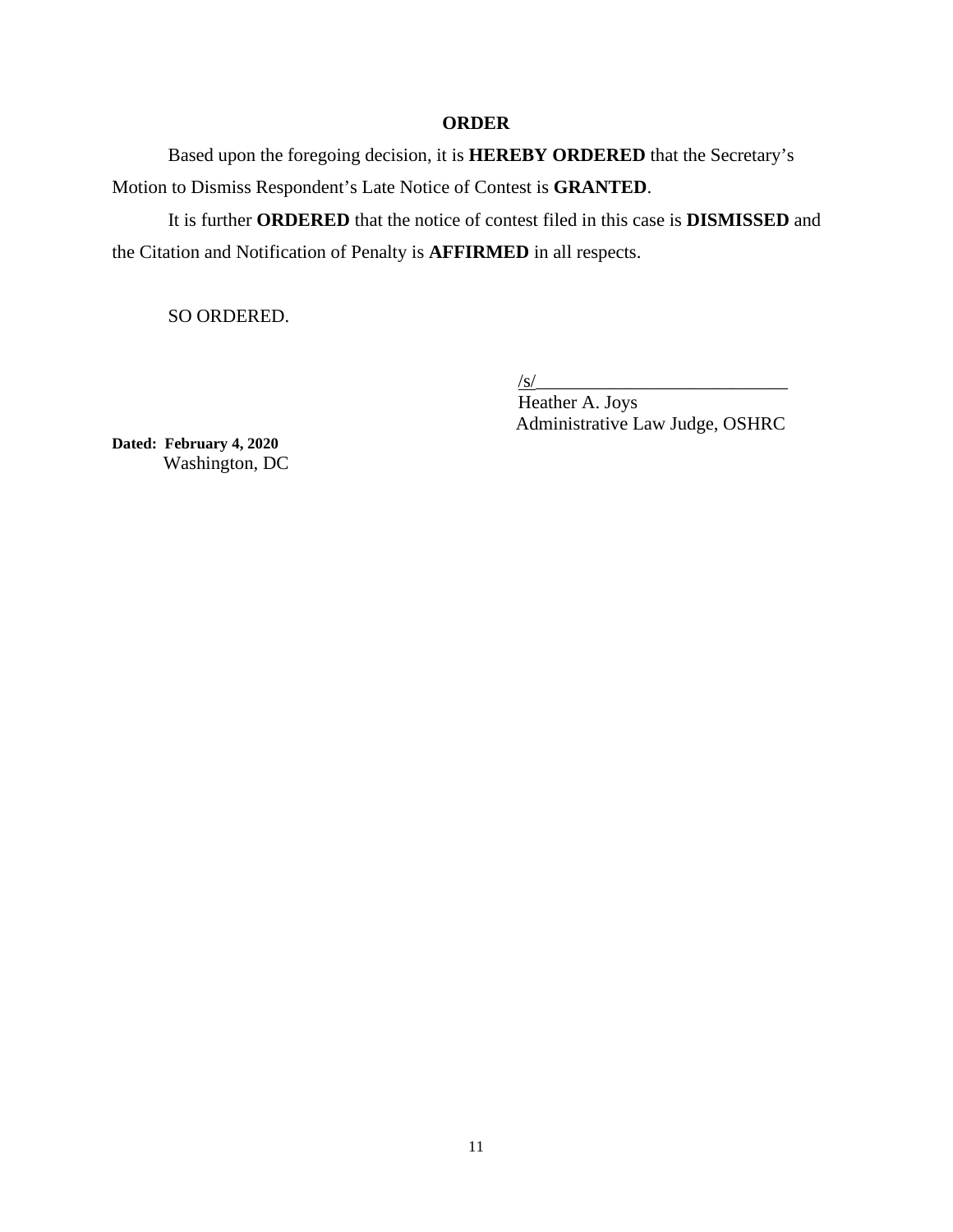## ORDER

Based upon the foregoing decision, it is **HEREBY ORDERED** that the Secretary's Motion to Dismiss Respondent's Late Notice of Contest is **GRANTED**.

It is further **ORDERED** that the notice of contest filed in this case is **DISMISSED** and the Citation and Notification of Penalty is **AFFIRMED** in all respects.

SO ORDERED.

/s/____________________________
Heather A. Joys
Administrative Law Judge, OSHRC

**Dated: February 4, 2020**
Washington, DC